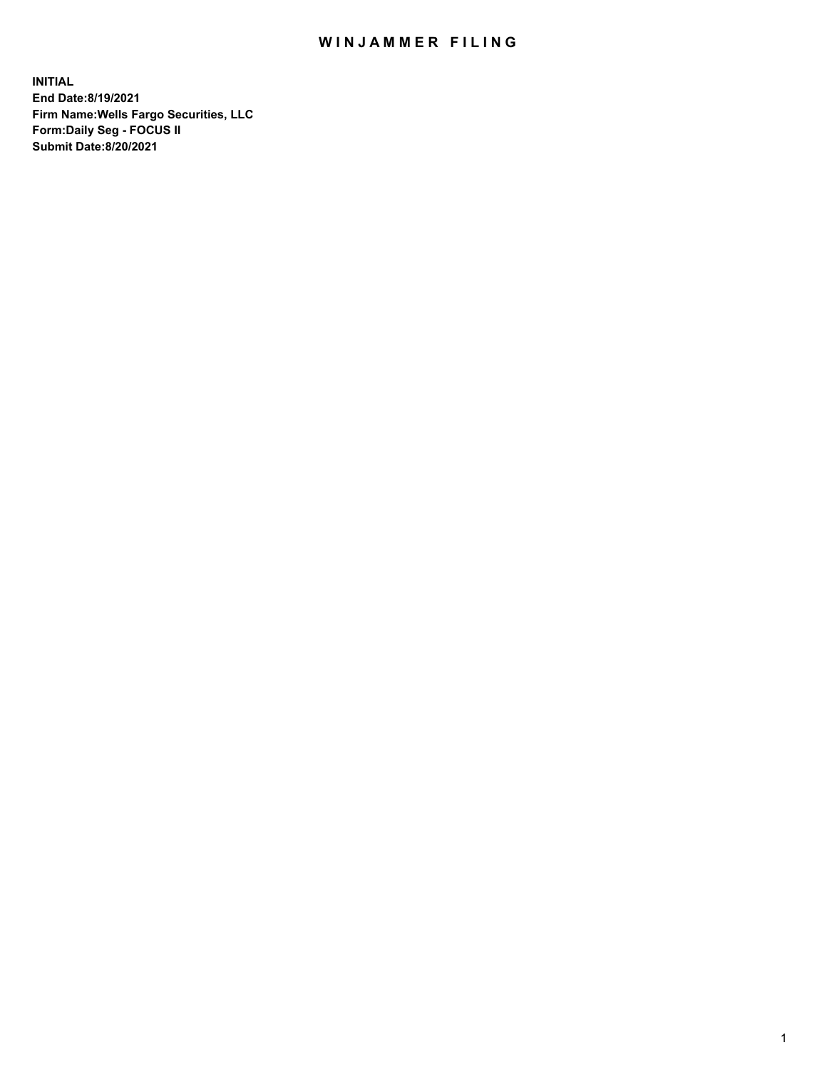# WINJAMMER FILING

**INITIAL**
**End Date:8/19/2021**
**Firm Name:Wells Fargo Securities, LLC**
**Form:Daily Seg - FOCUS II**
**Submit Date:8/20/2021**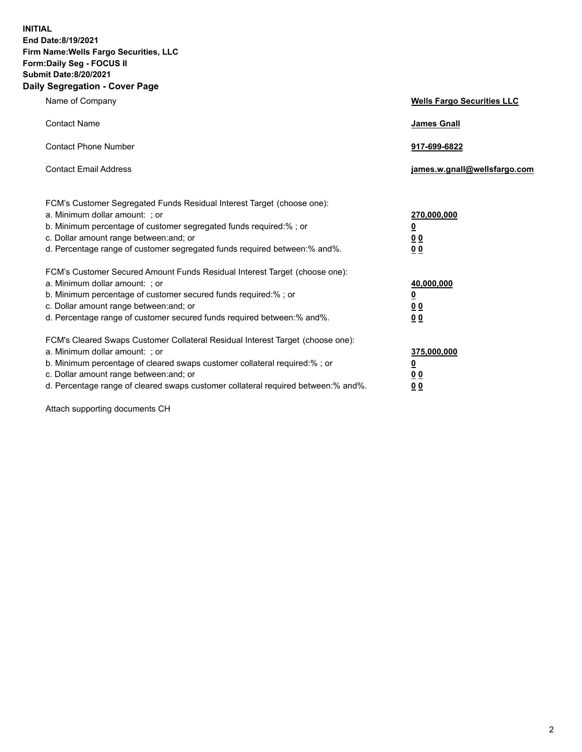**INITIAL**
**End Date:8/19/2021**
**Firm Name:Wells Fargo Securities, LLC**
**Form:Daily Seg - FOCUS II**
**Submit Date:8/20/2021**

## Daily Segregation - Cover Page

| | |
|---|---|
| Name of Company | **Wells Fargo Securities LLC** |
| Contact Name | **James Gnall** |
| Contact Phone Number | **917-699-6822** |
| Contact Email Address | **james.w.gnall@wellsfargo.com** |

| | |
|---|---|
| FCM's Customer Segregated Funds Residual Interest Target (choose one): | |
| a. Minimum dollar amount: ; or | **270,000,000** |
| b. Minimum percentage of customer segregated funds required:% ; or | **0** |
| c. Dollar amount range between:and; or | **0 0** |
| d. Percentage range of customer segregated funds required between:% and%. | **0 0** |
| FCM's Customer Secured Amount Funds Residual Interest Target (choose one): | |
| a. Minimum dollar amount: ; or | **40,000,000** |
| b. Minimum percentage of customer secured funds required:% ; or | **0** |
| c. Dollar amount range between:and; or | **0 0** |
| d. Percentage range of customer secured funds required between:% and%. | **0 0** |
| FCM's Cleared Swaps Customer Collateral Residual Interest Target (choose one): | |
| a. Minimum dollar amount: ; or | **375,000,000** |
| b. Minimum percentage of cleared swaps customer collateral required:% ; or | **0** |
| c. Dollar amount range between:and; or | **0 0** |
| d. Percentage range of cleared swaps customer collateral required between:% and%. | **0 0** |

Attach supporting documents CH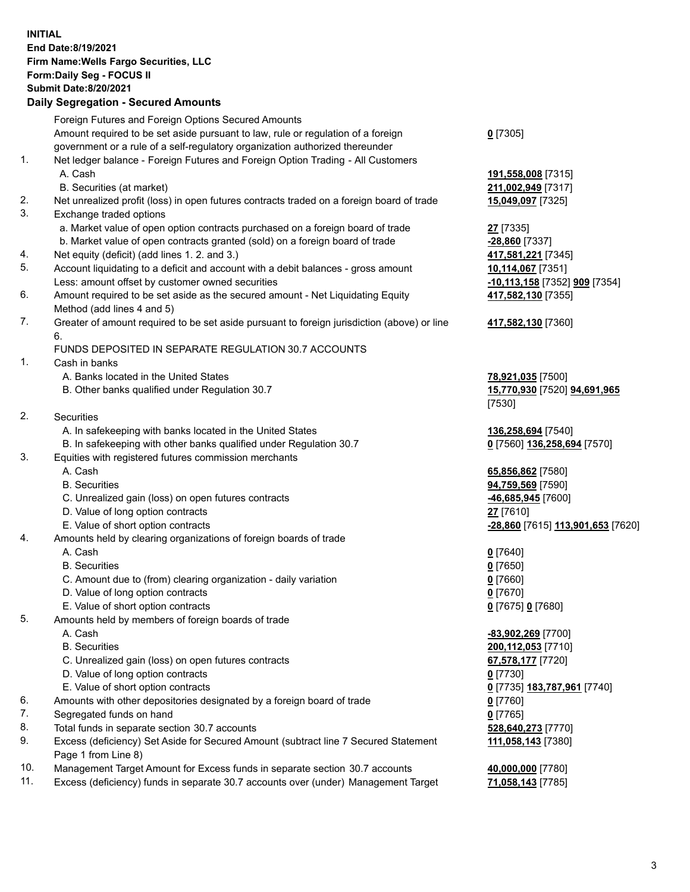**INITIAL**
**End Date:8/19/2021**
**Firm Name:Wells Fargo Securities, LLC**
**Form:Daily Seg - FOCUS II**
**Submit Date:8/20/2021**

## Daily Segregation - Secured Amounts

| | | |
|---|---|---|
| | Foreign Futures and Foreign Options Secured Amounts | |
| | Amount required to be set aside pursuant to law, rule or regulation of a foreign government or a rule of a self-regulatory organization authorized thereunder | **0** [7305] |
| 1. | Net ledger balance - Foreign Futures and Foreign Option Trading - All Customers | |
| | A. Cash | **191,558,008** [7315] |
| | B. Securities (at market) | **211,002,949** [7317] |
| 2. | Net unrealized profit (loss) in open futures contracts traded on a foreign board of trade | **15,049,097** [7325] |
| 3. | Exchange traded options | |
| | a. Market value of open option contracts purchased on a foreign board of trade | **27** [7335] |
| | b. Market value of open contracts granted (sold) on a foreign board of trade | **-28,860** [7337] |
| 4. | Net equity (deficit) (add lines 1. 2. and 3.) | **417,581,221** [7345] |
| 5. | Account liquidating to a deficit and account with a debit balances - gross amount | **10,114,067** [7351] |
| | Less: amount offset by customer owned securities | **-10,113,158** [7352] **909** [7354] |
| 6. | Amount required to be set aside as the secured amount - Net Liquidating Equity Method (add lines 4 and 5) | **417,582,130** [7355] |
| 7. | Greater of amount required to be set aside pursuant to foreign jurisdiction (above) or line 6. | **417,582,130** [7360] |
| | FUNDS DEPOSITED IN SEPARATE REGULATION 30.7 ACCOUNTS | |
| 1. | Cash in banks | |
| | A. Banks located in the United States | **78,921,035** [7500] |
| | B. Other banks qualified under Regulation 30.7 | **15,770,930** [7520] **94,691,965** [7530] |
| 2. | Securities | |
| | A. In safekeeping with banks located in the United States | **136,258,694** [7540] |
| | B. In safekeeping with other banks qualified under Regulation 30.7 | **0** [7560] **136,258,694** [7570] |
| 3. | Equities with registered futures commission merchants | |
| | A. Cash | **65,856,862** [7580] |
| | B. Securities | **94,759,569** [7590] |
| | C. Unrealized gain (loss) on open futures contracts | **-46,685,945** [7600] |
| | D. Value of long option contracts | **27** [7610] |
| | E. Value of short option contracts | **-28,860** [7615] **113,901,653** [7620] |
| 4. | Amounts held by clearing organizations of foreign boards of trade | |
| | A. Cash | **0** [7640] |
| | B. Securities | **0** [7650] |
| | C. Amount due to (from) clearing organization - daily variation | **0** [7660] |
| | D. Value of long option contracts | **0** [7670] |
| | E. Value of short option contracts | **0** [7675] **0** [7680] |
| 5. | Amounts held by members of foreign boards of trade | |
| | A. Cash | **-83,902,269** [7700] |
| | B. Securities | **200,112,053** [7710] |
| | C. Unrealized gain (loss) on open futures contracts | **67,578,177** [7720] |
| | D. Value of long option contracts | **0** [7730] |
| | E. Value of short option contracts | **0** [7735] **183,787,961** [7740] |
| 6. | Amounts with other depositories designated by a foreign board of trade | **0** [7760] |
| 7. | Segregated funds on hand | **0** [7765] |
| 8. | Total funds in separate section 30.7 accounts | **528,640,273** [7770] |
| 9. | Excess (deficiency) Set Aside for Secured Amount (subtract line 7 Secured Statement Page 1 from Line 8) | **111,058,143** [7380] |
| 10. | Management Target Amount for Excess funds in separate section 30.7 accounts | **40,000,000** [7780] |
| 11. | Excess (deficiency) funds in separate 30.7 accounts over (under) Management Target | **71,058,143** [7785] |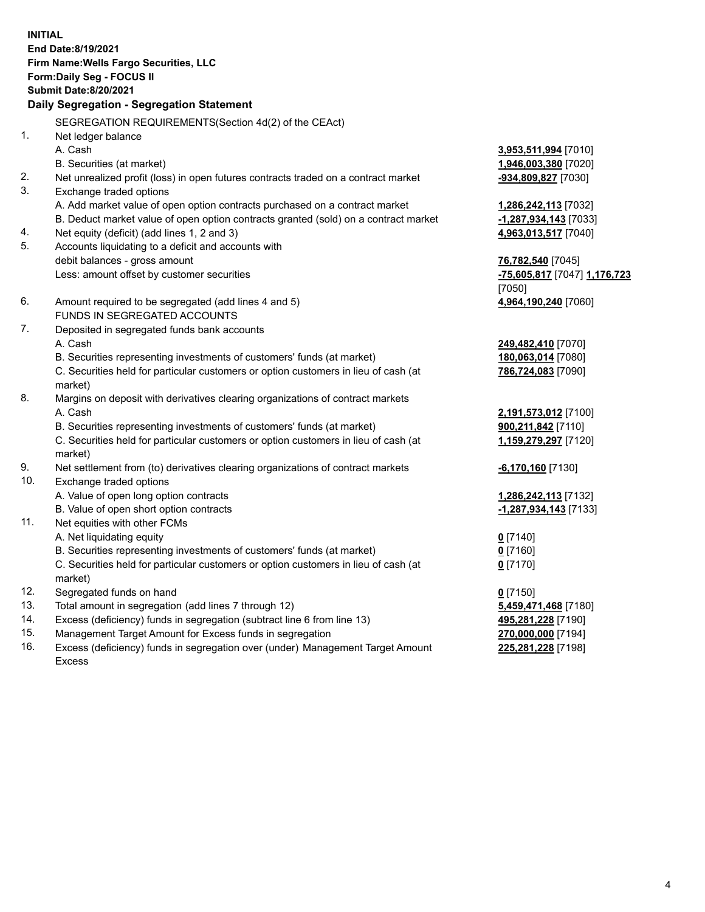**INITIAL**
**End Date:8/19/2021**
**Firm Name:Wells Fargo Securities, LLC**
**Form:Daily Seg - FOCUS II**
**Submit Date:8/20/2021**

## Daily Segregation - Segregation Statement

SEGREGATION REQUIREMENTS(Section 4d(2) of the CEAct)

| | | |
|---|---|---|
| 1. | Net ledger balance | |
| | A. Cash | **3,953,511,994** [7010] |
| | B. Securities (at market) | **1,946,003,380** [7020] |
| 2. | Net unrealized profit (loss) in open futures contracts traded on a contract market | **-934,809,827** [7030] |
| 3. | Exchange traded options | |
| | A. Add market value of open option contracts purchased on a contract market | **1,286,242,113** [7032] |
| | B. Deduct market value of open option contracts granted (sold) on a contract market | **-1,287,934,143** [7033] |
| 4. | Net equity (deficit) (add lines 1, 2 and 3) | **4,963,013,517** [7040] |
| 5. | Accounts liquidating to a deficit and accounts with | |
| | debit balances - gross amount | **76,782,540** [7045] |
| | Less: amount offset by customer securities | **-75,605,817** [7047] **1,176,723** [7050] |
| 6. | Amount required to be segregated (add lines 4 and 5) | **4,964,190,240** [7060] |
| | FUNDS IN SEGREGATED ACCOUNTS | |
| 7. | Deposited in segregated funds bank accounts | |
| | A. Cash | **249,482,410** [7070] |
| | B. Securities representing investments of customers' funds (at market) | **180,063,014** [7080] |
| | C. Securities held for particular customers or option customers in lieu of cash (at market) | **786,724,083** [7090] |
| 8. | Margins on deposit with derivatives clearing organizations of contract markets | |
| | A. Cash | **2,191,573,012** [7100] |
| | B. Securities representing investments of customers' funds (at market) | **900,211,842** [7110] |
| | C. Securities held for particular customers or option customers in lieu of cash (at market) | **1,159,279,297** [7120] |
| 9. | Net settlement from (to) derivatives clearing organizations of contract markets | **-6,170,160** [7130] |
| 10. | Exchange traded options | |
| | A. Value of open long option contracts | **1,286,242,113** [7132] |
| | B. Value of open short option contracts | **-1,287,934,143** [7133] |
| 11. | Net equities with other FCMs | |
| | A. Net liquidating equity | **0** [7140] |
| | B. Securities representing investments of customers' funds (at market) | **0** [7160] |
| | C. Securities held for particular customers or option customers in lieu of cash (at market) | **0** [7170] |
| 12. | Segregated funds on hand | **0** [7150] |
| 13. | Total amount in segregation (add lines 7 through 12) | **5,459,471,468** [7180] |
| 14. | Excess (deficiency) funds in segregation (subtract line 6 from line 13) | **495,281,228** [7190] |
| 15. | Management Target Amount for Excess funds in segregation | **270,000,000** [7194] |
| 16. | Excess (deficiency) funds in segregation over (under) Management Target Amount Excess | **225,281,228** [7198] |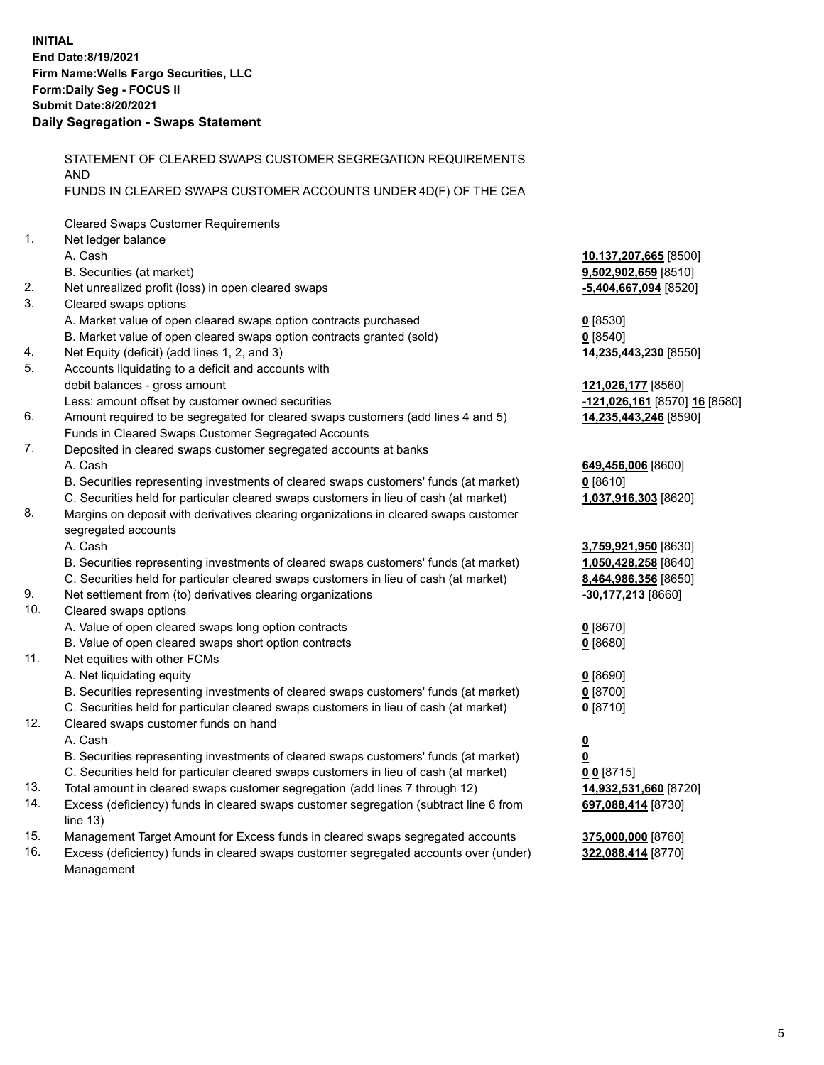**INITIAL**
**End Date:8/19/2021**
**Firm Name:Wells Fargo Securities, LLC**
**Form:Daily Seg - FOCUS II**
**Submit Date:8/20/2021**
**Daily Segregation - Swaps Statement**

STATEMENT OF CLEARED SWAPS CUSTOMER SEGREGATION REQUIREMENTS AND FUNDS IN CLEARED SWAPS CUSTOMER ACCOUNTS UNDER 4D(F) OF THE CEA

| | | |
|---|---|---|
| | Cleared Swaps Customer Requirements | |
| 1. | Net ledger balance | |
| | A. Cash | **10,137,207,665** [8500] |
| | B. Securities (at market) | **9,502,902,659** [8510] |
| 2. | Net unrealized profit (loss) in open cleared swaps | **-5,404,667,094** [8520] |
| 3. | Cleared swaps options | |
| | A. Market value of open cleared swaps option contracts purchased | **0** [8530] |
| | B. Market value of open cleared swaps option contracts granted (sold) | **0** [8540] |
| 4. | Net Equity (deficit) (add lines 1, 2, and 3) | **14,235,443,230** [8550] |
| 5. | Accounts liquidating to a deficit and accounts with debit balances - gross amount | **121,026,177** [8560] |
| | Less: amount offset by customer owned securities | **-121,026,161** [8570] **16** [8580] |
| 6. | Amount required to be segregated for cleared swaps customers (add lines 4 and 5) | **14,235,443,246** [8590] |
| | Funds in Cleared Swaps Customer Segregated Accounts | |
| 7. | Deposited in cleared swaps customer segregated accounts at banks | |
| | A. Cash | **649,456,006** [8600] |
| | B. Securities representing investments of cleared swaps customers' funds (at market) | **0** [8610] |
| | C. Securities held for particular cleared swaps customers in lieu of cash (at market) | **1,037,916,303** [8620] |
| 8. | Margins on deposit with derivatives clearing organizations in cleared swaps customer segregated accounts | |
| | A. Cash | **3,759,921,950** [8630] |
| | B. Securities representing investments of cleared swaps customers' funds (at market) | **1,050,428,258** [8640] |
| | C. Securities held for particular cleared swaps customers in lieu of cash (at market) | **8,464,986,356** [8650] |
| 9. | Net settlement from (to) derivatives clearing organizations | **-30,177,213** [8660] |
| 10. | Cleared swaps options | |
| | A. Value of open cleared swaps long option contracts | **0** [8670] |
| | B. Value of open cleared swaps short option contracts | **0** [8680] |
| 11. | Net equities with other FCMs | |
| | A. Net liquidating equity | **0** [8690] |
| | B. Securities representing investments of cleared swaps customers' funds (at market) | **0** [8700] |
| | C. Securities held for particular cleared swaps customers in lieu of cash (at market) | **0** [8710] |
| 12. | Cleared swaps customer funds on hand | |
| | A. Cash | **0** |
| | B. Securities representing investments of cleared swaps customers' funds (at market) | **0** |
| | C. Securities held for particular cleared swaps customers in lieu of cash (at market) | **0** **0** [8715] |
| 13. | Total amount in cleared swaps customer segregation (add lines 7 through 12) | **14,932,531,660** [8720] |
| 14. | Excess (deficiency) funds in cleared swaps customer segregation (subtract line 6 from line 13) | **697,088,414** [8730] |
| 15. | Management Target Amount for Excess funds in cleared swaps segregated accounts | **375,000,000** [8760] |
| 16. | Excess (deficiency) funds in cleared swaps customer segregated accounts over (under) Management | **322,088,414** [8770] |